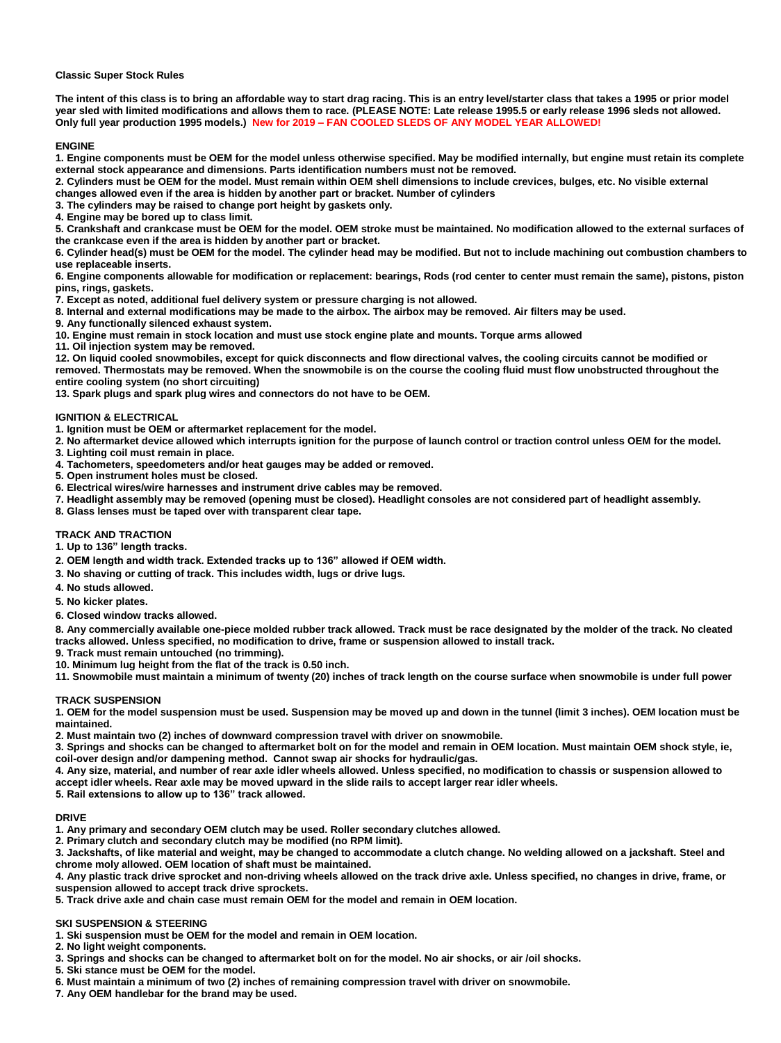**Classic Super Stock Rules**

**The intent of this class is to bring an affordable way to start drag racing. This is an entry level/starter class that takes a 1995 or prior model year sled with limited modifications and allows them to race. (PLEASE NOTE: Late release 1995.5 or early release 1996 sleds not allowed. Only full year production 1995 models.) New for 2019 – FAN COOLED SLEDS OF ANY MODEL YEAR ALLOWED!**

**ENGINE**

1. Engine components must be OEM for the model unless otherwise specified. May be modified internally, but engine must retain its complete external stock appearance and dimensions. Parts identification numbers must not be removed.
2. Cylinders must be OEM for the model. Must remain within OEM shell dimensions to include crevices, bulges, etc. No visible external changes allowed even if the area is hidden by another part or bracket. Number of cylinders
3. The cylinders may be raised to change port height by gaskets only.
4. Engine may be bored up to class limit.
5. Crankshaft and crankcase must be OEM for the model. OEM stroke must be maintained. No modification allowed to the external surfaces of the crankcase even if the area is hidden by another part or bracket.
6. Cylinder head(s) must be OEM for the model. The cylinder head may be modified. But not to include machining out combustion chambers to use replaceable inserts.
6. Engine components allowable for modification or replacement: bearings, Rods (rod center to center must remain the same), pistons, piston pins, rings, gaskets.
7. Except as noted, additional fuel delivery system or pressure charging is not allowed.
8. Internal and external modifications may be made to the airbox. The airbox may be removed. Air filters may be used.
9. Any functionally silenced exhaust system.
10. Engine must remain in stock location and must use stock engine plate and mounts. Torque arms allowed
11. Oil injection system may be removed.
12. On liquid cooled snowmobiles, except for quick disconnects and flow directional valves, the cooling circuits cannot be modified or removed. Thermostats may be removed. When the snowmobile is on the course the cooling fluid must flow unobstructed throughout the entire cooling system (no short circuiting)
13. Spark plugs and spark plug wires and connectors do not have to be OEM.

**IGNITION & ELECTRICAL**

1. Ignition must be OEM or aftermarket replacement for the model.
2. No aftermarket device allowed which interrupts ignition for the purpose of launch control or traction control unless OEM for the model.
3. Lighting coil must remain in place.
4. Tachometers, speedometers and/or heat gauges may be added or removed.
5. Open instrument holes must be closed.
6. Electrical wires/wire harnesses and instrument drive cables may be removed.
7. Headlight assembly may be removed (opening must be closed). Headlight consoles are not considered part of headlight assembly.
8. Glass lenses must be taped over with transparent clear tape.

**TRACK AND TRACTION**

1. Up to 136" length tracks.
2. OEM length and width track. Extended tracks up to 136" allowed if OEM width.
3. No shaving or cutting of track. This includes width, lugs or drive lugs.
4. No studs allowed.
5. No kicker plates.
6. Closed window tracks allowed.
8. Any commercially available one-piece molded rubber track allowed. Track must be race designated by the molder of the track. No cleated tracks allowed. Unless specified, no modification to drive, frame or suspension allowed to install track.
9. Track must remain untouched (no trimming).
10. Minimum lug height from the flat of the track is 0.50 inch.
11. Snowmobile must maintain a minimum of twenty (20) inches of track length on the course surface when snowmobile is under full power

**TRACK SUSPENSION**

1. OEM for the model suspension must be used. Suspension may be moved up and down in the tunnel (limit 3 inches). OEM location must be maintained.
2. Must maintain two (2) inches of downward compression travel with driver on snowmobile.
3. Springs and shocks can be changed to aftermarket bolt on for the model and remain in OEM location. Must maintain OEM shock style, ie, coil-over design and/or dampening method. Cannot swap air shocks for hydraulic/gas.
4. Any size, material, and number of rear axle idler wheels allowed. Unless specified, no modification to chassis or suspension allowed to accept idler wheels. Rear axle may be moved upward in the slide rails to accept larger rear idler wheels.
5. Rail extensions to allow up to 136" track allowed.

**DRIVE**

1. Any primary and secondary OEM clutch may be used. Roller secondary clutches allowed.
2. Primary clutch and secondary clutch may be modified (no RPM limit).
3. Jackshafts, of like material and weight, may be changed to accommodate a clutch change. No welding allowed on a jackshaft. Steel and chrome moly allowed. OEM location of shaft must be maintained.
4. Any plastic track drive sprocket and non-driving wheels allowed on the track drive axle. Unless specified, no changes in drive, frame, or suspension allowed to accept track drive sprockets.
5. Track drive axle and chain case must remain OEM for the model and remain in OEM location.

**SKI SUSPENSION & STEERING**

1. Ski suspension must be OEM for the model and remain in OEM location.
2. No light weight components.
3. Springs and shocks can be changed to aftermarket bolt on for the model. No air shocks, or air /oil shocks.
5. Ski stance must be OEM for the model.
6. Must maintain a minimum of two (2) inches of remaining compression travel with driver on snowmobile.
7. Any OEM handlebar for the brand may be used.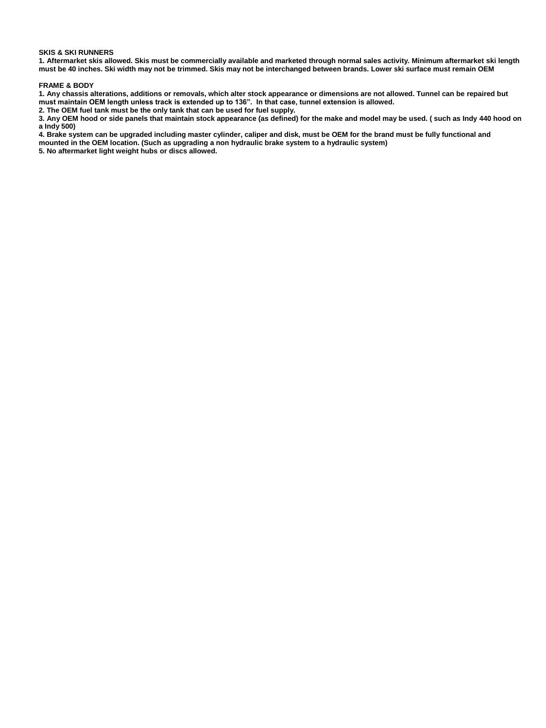**SKIS & SKI RUNNERS**

1. Aftermarket skis allowed. Skis must be commercially available and marketed through normal sales activity. Minimum aftermarket ski length must be 40 inches. Ski width may not be trimmed. Skis may not be interchanged between brands. Lower ski surface must remain OEM

**FRAME & BODY**

1. Any chassis alterations, additions or removals, which alter stock appearance or dimensions are not allowed. Tunnel can be repaired but must maintain OEM length unless track is extended up to 136". In that case, tunnel extension is allowed.
2. The OEM fuel tank must be the only tank that can be used for fuel supply.
3. Any OEM hood or side panels that maintain stock appearance (as defined) for the make and model may be used. ( such as Indy 440 hood on a Indy 500)
4. Brake system can be upgraded including master cylinder, caliper and disk, must be OEM for the brand must be fully functional and mounted in the OEM location. (Such as upgrading a non hydraulic brake system to a hydraulic system)
5. No aftermarket light weight hubs or discs allowed.